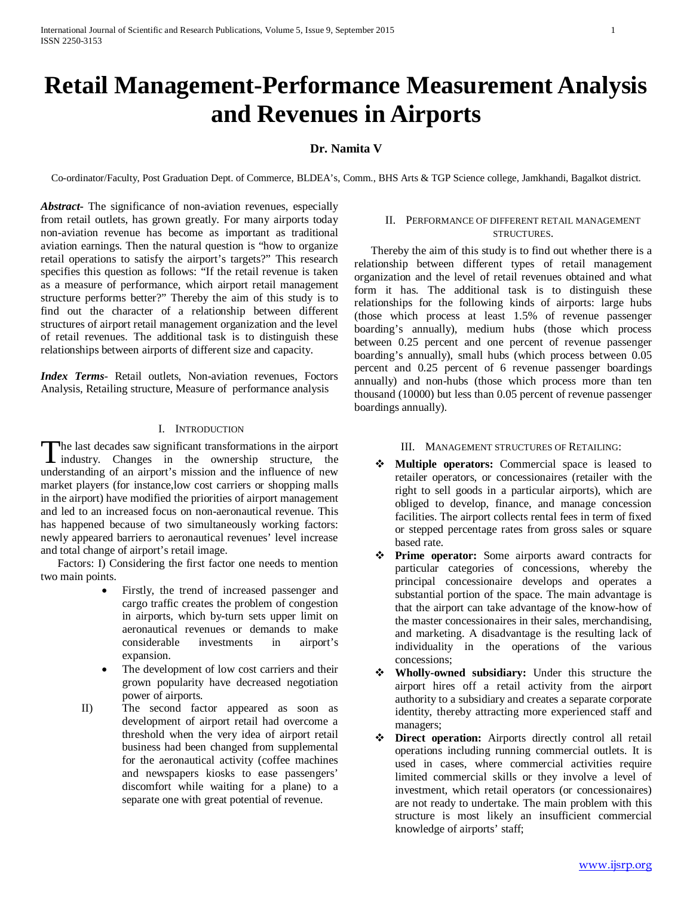# Retail Management-Performance Measurement Analysis and Revenues in Airports

**Dr. Namita V**

Co-ordinator/Faculty, Post Graduation Dept. of Commerce, BLDEA's, Comm., BHS Arts & TGP Science college, Jamkhandi, Bagalkot district.

***Abstract***- The significance of non-aviation revenues, especially from retail outlets, has grown greatly. For many airports today non-aviation revenue has become as important as traditional aviation earnings. Then the natural question is "how to organize retail operations to satisfy the airport's targets?" This research specifies this question as follows: "If the retail revenue is taken as a measure of performance, which airport retail management structure performs better?" Thereby the aim of this study is to find out the character of a relationship between different structures of airport retail management organization and the level of retail revenues. The additional task is to distinguish these relationships between airports of different size and capacity.

***Index Terms***- Retail outlets, Non-aviation revenues, Foctors Analysis, Retailing structure, Measure of performance analysis

## I. Introduction

The last decades saw significant transformations in the airport industry. Changes in the ownership structure, the understanding of an airport's mission and the influence of new market players (for instance,low cost carriers or shopping malls in the airport) have modified the priorities of airport management and led to an increased focus on non-aeronautical revenue. This has happened because of two simultaneously working factors: newly appeared barriers to aeronautical revenues' level increase and total change of airport's retail image.

Factors: I) Considering the first factor one needs to mention two main points.

- Firstly, the trend of increased passenger and cargo traffic creates the problem of congestion in airports, which by-turn sets upper limit on aeronautical revenues or demands to make considerable investments in airport's expansion.
- The development of low cost carriers and their grown popularity have decreased negotiation power of airports.

II) The second factor appeared as soon as development of airport retail had overcome a threshold when the very idea of airport retail business had been changed from supplemental for the aeronautical activity (coffee machines and newspapers kiosks to ease passengers' discomfort while waiting for a plane) to a separate one with great potential of revenue.

## II. Performance of different retail management structures.

Thereby the aim of this study is to find out whether there is a relationship between different types of retail management organization and the level of retail revenues obtained and what form it has. The additional task is to distinguish these relationships for the following kinds of airports: large hubs (those which process at least 1.5% of revenue passenger boarding's annually), medium hubs (those which process between 0.25 percent and one percent of revenue passenger boarding's annually), small hubs (which process between 0.05 percent and 0.25 percent of 6 revenue passenger boardings annually) and non-hubs (those which process more than ten thousand (10000) but less than 0.05 percent of revenue passenger boardings annually).

## III. Management structures of Retailing:

- **Multiple operators:** Commercial space is leased to retailer operators, or concessionaires (retailer with the right to sell goods in a particular airports), which are obliged to develop, finance, and manage concession facilities. The airport collects rental fees in term of fixed or stepped percentage rates from gross sales or square based rate.
- **Prime operator:** Some airports award contracts for particular categories of concessions, whereby the principal concessionaire develops and operates a substantial portion of the space. The main advantage is that the airport can take advantage of the know-how of the master concessionaires in their sales, merchandising, and marketing. A disadvantage is the resulting lack of individuality in the operations of the various concessions;
- **Wholly-owned subsidiary:** Under this structure the airport hires off a retail activity from the airport authority to a subsidiary and creates a separate corporate identity, thereby attracting more experienced staff and managers;
- **Direct operation:** Airports directly control all retail operations including running commercial outlets. It is used in cases, where commercial activities require limited commercial skills or they involve a level of investment, which retail operators (or concessionaires) are not ready to undertake. The main problem with this structure is most likely an insufficient commercial knowledge of airports' staff;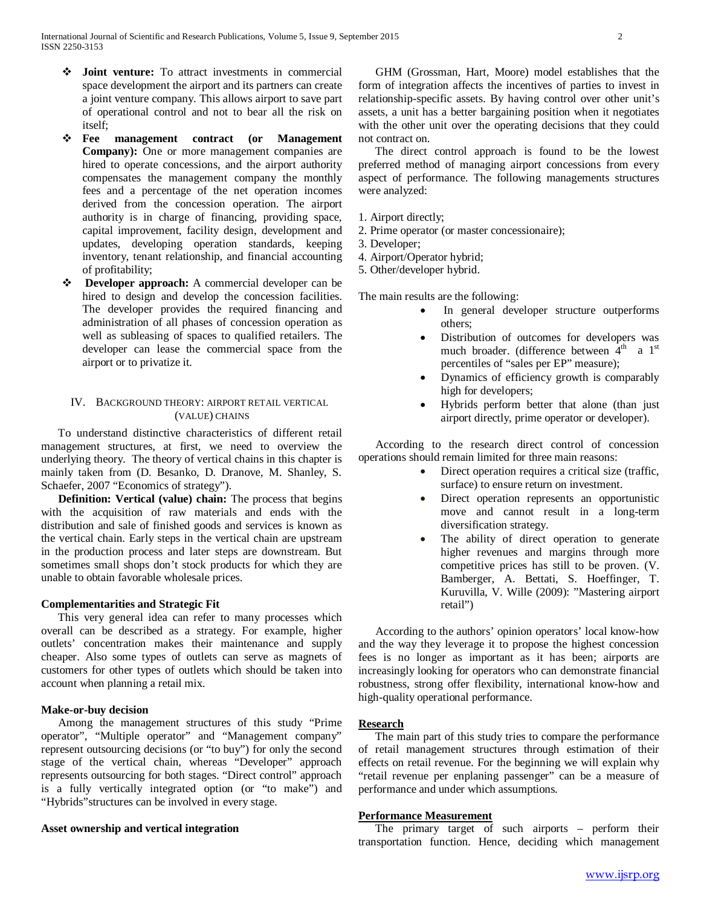- **Joint venture:** To attract investments in commercial space development the airport and its partners can create a joint venture company. This allows airport to save part of operational control and not to bear all the risk on itself;
- **Fee management contract (or Management Company):** One or more management companies are hired to operate concessions, and the airport authority compensates the management company the monthly fees and a percentage of the net operation incomes derived from the concession operation. The airport authority is in charge of financing, providing space, capital improvement, facility design, development and updates, developing operation standards, keeping inventory, tenant relationship, and financial accounting of profitability;
- **Developer approach:** A commercial developer can be hired to design and develop the concession facilities. The developer provides the required financing and administration of all phases of concession operation as well as subleasing of spaces to qualified retailers. The developer can lease the commercial space from the airport or to privatize it.

## IV. Background Theory: Airport Retail Vertical (Value) Chains

To understand distinctive characteristics of different retail management structures, at first, we need to overview the underlying theory. The theory of vertical chains in this chapter is mainly taken from (D. Besanko, D. Dranove, M. Shanley, S. Schaefer, 2007 "Economics of strategy").

**Definition: Vertical (value) chain:** The process that begins with the acquisition of raw materials and ends with the distribution and sale of finished goods and services is known as the vertical chain. Early steps in the vertical chain are upstream in the production process and later steps are downstream. But sometimes small shops don't stock products for which they are unable to obtain favorable wholesale prices.

### Complementarities and Strategic Fit

This very general idea can refer to many processes which overall can be described as a strategy. For example, higher outlets' concentration makes their maintenance and supply cheaper. Also some types of outlets can serve as magnets of customers for other types of outlets which should be taken into account when planning a retail mix.

### Make-or-buy decision

Among the management structures of this study "Prime operator", "Multiple operator" and "Management company" represent outsourcing decisions (or "to buy") for only the second stage of the vertical chain, whereas "Developer" approach represents outsourcing for both stages. "Direct control" approach is a fully vertically integrated option (or "to make") and "Hybrids"structures can be involved in every stage.

### Asset ownership and vertical integration

GHM (Grossman, Hart, Moore) model establishes that the form of integration affects the incentives of parties to invest in relationship-specific assets. By having control over other unit's assets, a unit has a better bargaining position when it negotiates with the other unit over the operating decisions that they could not contract on.

The direct control approach is found to be the lowest preferred method of managing airport concessions from every aspect of performance. The following managements structures were analyzed:

1. Airport directly;
2. Prime operator (or master concessionaire);
3. Developer;
4. Airport/Operator hybrid;
5. Other/developer hybrid.

The main results are the following:

- In general developer structure outperforms others;
- Distribution of outcomes for developers was much broader. (difference between 4th a 1st percentiles of "sales per EP" measure);
- Dynamics of efficiency growth is comparably high for developers;
- Hybrids perform better that alone (than just airport directly, prime operator or developer).

According to the research direct control of concession operations should remain limited for three main reasons:

- Direct operation requires a critical size (traffic, surface) to ensure return on investment.
- Direct operation represents an opportunistic move and cannot result in a long-term diversification strategy.
- The ability of direct operation to generate higher revenues and margins through more competitive prices has still to be proven. (V. Bamberger, A. Bettati, S. Hoeffinger, T. Kuruvilla, V. Wille (2009): "Mastering airport retail")

According to the authors' opinion operators' local know-how and the way they leverage it to propose the highest concession fees is no longer as important as it has been; airports are increasingly looking for operators who can demonstrate financial robustness, strong offer flexibility, international know-how and high-quality operational performance.

### Research

The main part of this study tries to compare the performance of retail management structures through estimation of their effects on retail revenue. For the beginning we will explain why "retail revenue per enplaning passenger" can be a measure of performance and under which assumptions.

### Performance Measurement

The primary target of such airports – perform their transportation function. Hence, deciding which management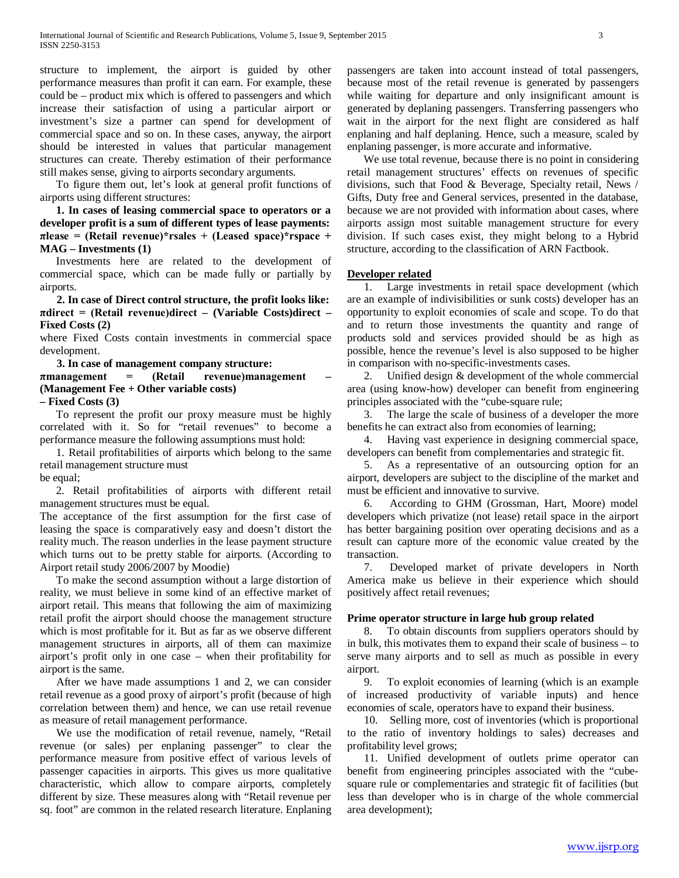structure to implement, the airport is guided by other performance measures than profit it can earn. For example, these could be – product mix which is offered to passengers and which increase their satisfaction of using a particular airport or investment's size a partner can spend for development of commercial space and so on. In these cases, anyway, the airport should be interested in values that particular management structures can create. Thereby estimation of their performance still makes sense, giving to airports secondary arguments.

To figure them out, let's look at general profit functions of airports using different structures:

**1. In cases of leasing commercial space to operators or a developer profit is a sum of different types of lease payments:**
**$\pi_{lease}$ = (Retail revenue)\*rsales + (Leased space)\*rspace + MAG – Investments (1)**

Investments here are related to the development of commercial space, which can be made fully or partially by airports.

**2. In case of Direct control structure, the profit looks like:**
**$\pi_{direct}$ = (Retail revenue)direct – (Variable Costs)direct – Fixed Costs (2)**

where Fixed Costs contain investments in commercial space development.

**3. In case of management company structure:**
**$\pi_{management}$ = (Retail revenue)management – (Management Fee + Other variable costs) – Fixed Costs (3)**

To represent the profit our proxy measure must be highly correlated with it. So for "retail revenues" to become a performance measure the following assumptions must hold:

1. Retail profitabilities of airports which belong to the same retail management structure must be equal;

2. Retail profitabilities of airports with different retail management structures must be equal.

The acceptance of the first assumption for the first case of leasing the space is comparatively easy and doesn't distort the reality much. The reason underlies in the lease payment structure which turns out to be pretty stable for airports. (According to Airport retail study 2006/2007 by Moodie)

To make the second assumption without a large distortion of reality, we must believe in some kind of an effective market of airport retail. This means that following the aim of maximizing retail profit the airport should choose the management structure which is most profitable for it. But as far as we observe different management structures in airports, all of them can maximize airport's profit only in one case – when their profitability for airport is the same.

After we have made assumptions 1 and 2, we can consider retail revenue as a good proxy of airport's profit (because of high correlation between them) and hence, we can use retail revenue as measure of retail management performance.

We use the modification of retail revenue, namely, "Retail revenue (or sales) per enplaning passenger" to clear the performance measure from positive effect of various levels of passenger capacities in airports. This gives us more qualitative characteristic, which allow to compare airports, completely different by size. These measures along with "Retail revenue per sq. foot" are common in the related research literature. Enplaning passengers are taken into account instead of total passengers, because most of the retail revenue is generated by passengers while waiting for departure and only insignificant amount is generated by deplaning passengers. Transferring passengers who wait in the airport for the next flight are considered as half enplaning and half deplaning. Hence, such a measure, scaled by enplaning passenger, is more accurate and informative.

We use total revenue, because there is no point in considering retail management structures' effects on revenues of specific divisions, such that Food & Beverage, Specialty retail, News / Gifts, Duty free and General services, presented in the database, because we are not provided with information about cases, where airports assign most suitable management structure for every division. If such cases exist, they might belong to a Hybrid structure, according to the classification of ARN Factbook.

**Developer related**

1. Large investments in retail space development (which are an example of indivisibilities or sunk costs) developer has an opportunity to exploit economies of scale and scope. To do that and to return those investments the quantity and range of products sold and services provided should be as high as possible, hence the revenue's level is also supposed to be higher in comparison with no-specific-investments cases.
2. Unified design & development of the whole commercial area (using know-how) developer can benefit from engineering principles associated with the "cube-square rule;
3. The large the scale of business of a developer the more benefits he can extract also from economies of learning;
4. Having vast experience in designing commercial space, developers can benefit from complementaries and strategic fit.
5. As a representative of an outsourcing option for an airport, developers are subject to the discipline of the market and must be efficient and innovative to survive.
6. According to GHM (Grossman, Hart, Moore) model developers which privatize (not lease) retail space in the airport has better bargaining position over operating decisions and as a result can capture more of the economic value created by the transaction.
7. Developed market of private developers in North America make us believe in their experience which should positively affect retail revenues;

**Prime operator structure in large hub group related**

8. To obtain discounts from suppliers operators should by in bulk, this motivates them to expand their scale of business – to serve many airports and to sell as much as possible in every airport.
9. To exploit economies of learning (which is an example of increased productivity of variable inputs) and hence economies of scale, operators have to expand their business.
10. Selling more, cost of inventories (which is proportional to the ratio of inventory holdings to sales) decreases and profitability level grows;
11. Unified development of outlets prime operator can benefit from engineering principles associated with the "cube-square rule or complementaries and strategic fit of facilities (but less than developer who is in charge of the whole commercial area development);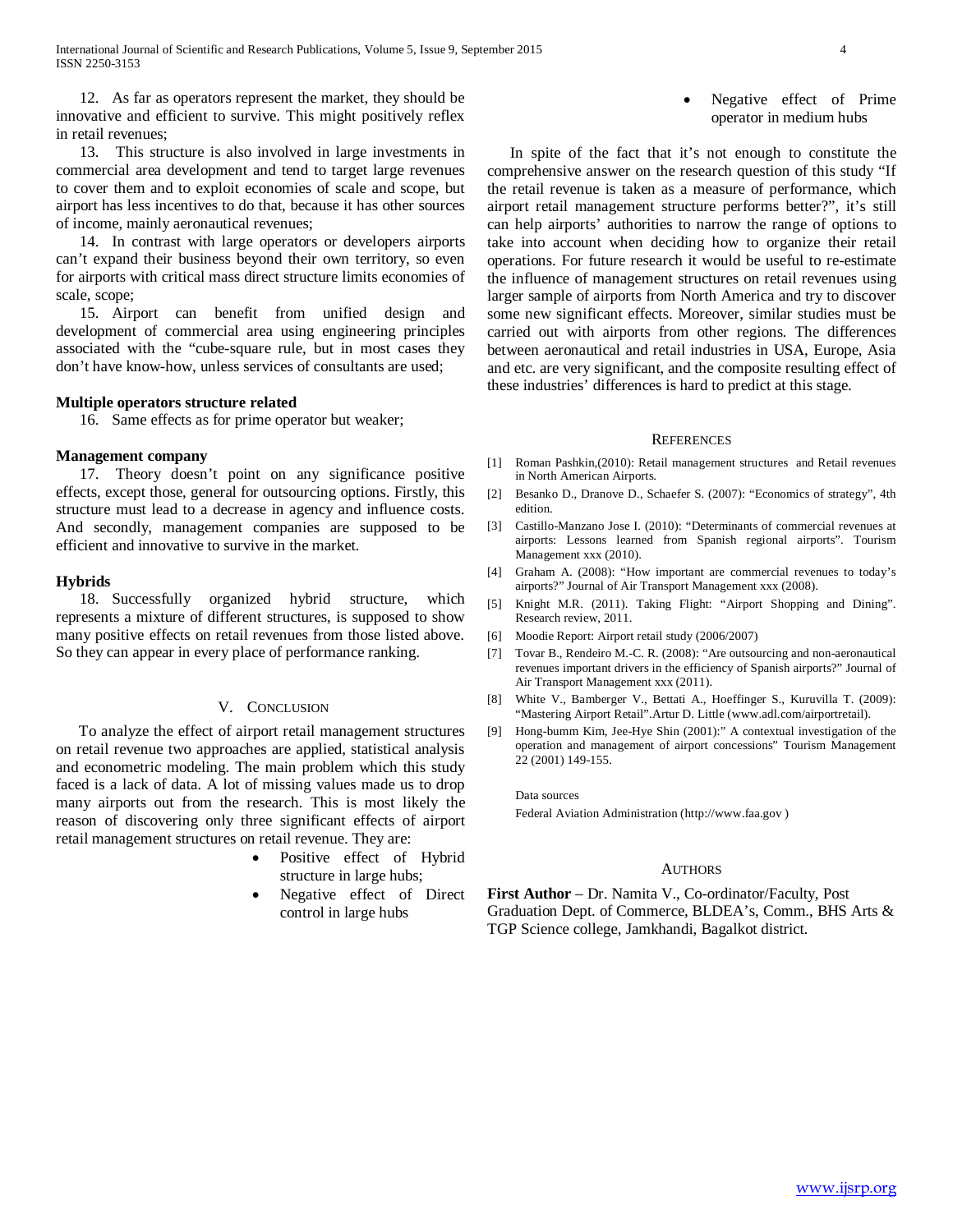12. As far as operators represent the market, they should be innovative and efficient to survive. This might positively reflex in retail revenues;

13. This structure is also involved in large investments in commercial area development and tend to target large revenues to cover them and to exploit economies of scale and scope, but airport has less incentives to do that, because it has other sources of income, mainly aeronautical revenues;

14. In contrast with large operators or developers airports can't expand their business beyond their own territory, so even for airports with critical mass direct structure limits economies of scale, scope;

15. Airport can benefit from unified design and development of commercial area using engineering principles associated with the "cube-square rule, but in most cases they don't have know-how, unless services of consultants are used;

**Multiple operators structure related**

16. Same effects as for prime operator but weaker;

**Management company**

17. Theory doesn't point on any significance positive effects, except those, general for outsourcing options. Firstly, this structure must lead to a decrease in agency and influence costs. And secondly, management companies are supposed to be efficient and innovative to survive in the market.

**Hybrids**

18. Successfully organized hybrid structure, which represents a mixture of different structures, is supposed to show many positive effects on retail revenues from those listed above. So they can appear in every place of performance ranking.

## V. Conclusion

To analyze the effect of airport retail management structures on retail revenue two approaches are applied, statistical analysis and econometric modeling. The main problem which this study faced is a lack of data. A lot of missing values made us to drop many airports out from the research. This is most likely the reason of discovering only three significant effects of airport retail management structures on retail revenue. They are:

- Positive effect of Hybrid structure in large hubs;
- Negative effect of Direct control in large hubs
- Negative effect of Prime operator in medium hubs

In spite of the fact that it's not enough to constitute the comprehensive answer on the research question of this study "If the retail revenue is taken as a measure of performance, which airport retail management structure performs better?", it's still can help airports' authorities to narrow the range of options to take into account when deciding how to organize their retail operations. For future research it would be useful to re-estimate the influence of management structures on retail revenues using larger sample of airports from North America and try to discover some new significant effects. Moreover, similar studies must be carried out with airports from other regions. The differences between aeronautical and retail industries in USA, Europe, Asia and etc. are very significant, and the composite resulting effect of these industries' differences is hard to predict at this stage.

## References

[1] Roman Pashkin,(2010): Retail management structures and Retail revenues in North American Airports.

[2] Besanko D., Dranove D., Schaefer S. (2007): "Economics of strategy", 4th edition.

[3] Castillo-Manzano Jose I. (2010): "Determinants of commercial revenues at airports: Lessons learned from Spanish regional airports". Tourism Management xxx (2010).

[4] Graham A. (2008): "How important are commercial revenues to today's airports?" Journal of Air Transport Management xxx (2008).

[5] Knight M.R. (2011). Taking Flight: "Airport Shopping and Dining". Research review, 2011.

[6] Moodie Report: Airport retail study (2006/2007)

[7] Tovar B., Rendeiro M.-C. R. (2008): "Are outsourcing and non-aeronautical revenues important drivers in the efficiency of Spanish airports?" Journal of Air Transport Management xxx (2011).

[8] White V., Bamberger V., Bettati A., Hoeffinger S., Kuruvilla T. (2009): "Mastering Airport Retail".Artur D. Little (www.adl.com/airportretail).

[9] Hong-bumm Kim, Jee-Hye Shin (2001):" A contextual investigation of the operation and management of airport concessions" Tourism Management 22 (2001) 149-155.

Data sources

Federal Aviation Administration (http://www.faa.gov )

## Authors

**First Author** – Dr. Namita V., Co-ordinator/Faculty, Post Graduation Dept. of Commerce, BLDEA's, Comm., BHS Arts & TGP Science college, Jamkhandi, Bagalkot district.